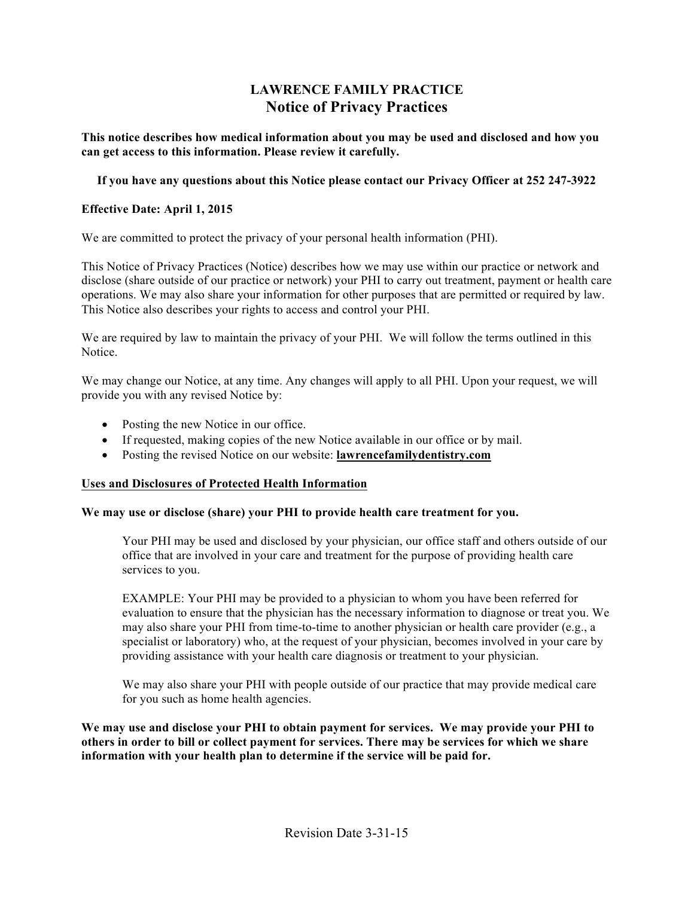# LAWRENCE FAMILY PRACTICE
## Notice of Privacy Practices

**This notice describes how medical information about you may be used and disclosed and how you can get access to this information. Please review it carefully.**

**If you have any questions about this Notice please contact our Privacy Officer at 252 247-3922**

**Effective Date: April 1, 2015**

We are committed to protect the privacy of your personal health information (PHI).

This Notice of Privacy Practices (Notice) describes how we may use within our practice or network and disclose (share outside of our practice or network) your PHI to carry out treatment, payment or health care operations. We may also share your information for other purposes that are permitted or required by law. This Notice also describes your rights to access and control your PHI.

We are required by law to maintain the privacy of your PHI. We will follow the terms outlined in this Notice.

We may change our Notice, at any time. Any changes will apply to all PHI. Upon your request, we will provide you with any revised Notice by:

- Posting the new Notice in our office.
- If requested, making copies of the new Notice available in our office or by mail.
- Posting the revised Notice on our website: **lawrencefamilydentistry.com**

### Uses and Disclosures of Protected Health Information

**We may use or disclose (share) your PHI to provide health care treatment for you.**

Your PHI may be used and disclosed by your physician, our office staff and others outside of our office that are involved in your care and treatment for the purpose of providing health care services to you.

EXAMPLE: Your PHI may be provided to a physician to whom you have been referred for evaluation to ensure that the physician has the necessary information to diagnose or treat you. We may also share your PHI from time-to-time to another physician or health care provider (e.g., a specialist or laboratory) who, at the request of your physician, becomes involved in your care by providing assistance with your health care diagnosis or treatment to your physician.

We may also share your PHI with people outside of our practice that may provide medical care for you such as home health agencies.

**We may use and disclose your PHI to obtain payment for services. We may provide your PHI to others in order to bill or collect payment for services. There may be services for which we share information with your health plan to determine if the service will be paid for.**

Revision Date 3-31-15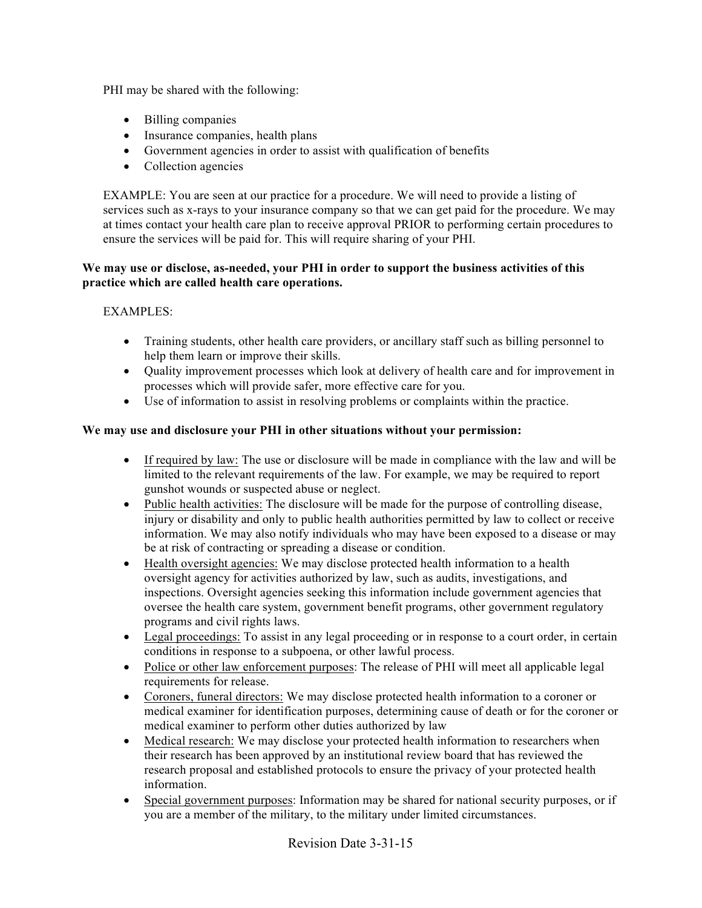PHI may be shared with the following:

- Billing companies
- Insurance companies, health plans
- Government agencies in order to assist with qualification of benefits
- Collection agencies

EXAMPLE: You are seen at our practice for a procedure. We will need to provide a listing of services such as x-rays to your insurance company so that we can get paid for the procedure. We may at times contact your health care plan to receive approval PRIOR to performing certain procedures to ensure the services will be paid for. This will require sharing of your PHI.

**We may use or disclose, as-needed, your PHI in order to support the business activities of this practice which are called health care operations.**

EXAMPLES:

- Training students, other health care providers, or ancillary staff such as billing personnel to help them learn or improve their skills.
- Quality improvement processes which look at delivery of health care and for improvement in processes which will provide safer, more effective care for you.
- Use of information to assist in resolving problems or complaints within the practice.

**We may use and disclosure your PHI in other situations without your permission:**

- <u>If required by law:</u> The use or disclosure will be made in compliance with the law and will be limited to the relevant requirements of the law. For example, we may be required to report gunshot wounds or suspected abuse or neglect.
- <u>Public health activities:</u> The disclosure will be made for the purpose of controlling disease, injury or disability and only to public health authorities permitted by law to collect or receive information. We may also notify individuals who may have been exposed to a disease or may be at risk of contracting or spreading a disease or condition.
- <u>Health oversight agencies:</u> We may disclose protected health information to a health oversight agency for activities authorized by law, such as audits, investigations, and inspections. Oversight agencies seeking this information include government agencies that oversee the health care system, government benefit programs, other government regulatory programs and civil rights laws.
- <u>Legal proceedings:</u> To assist in any legal proceeding or in response to a court order, in certain conditions in response to a subpoena, or other lawful process.
- <u>Police or other law enforcement purposes</u>: The release of PHI will meet all applicable legal requirements for release.
- <u>Coroners, funeral directors:</u> We may disclose protected health information to a coroner or medical examiner for identification purposes, determining cause of death or for the coroner or medical examiner to perform other duties authorized by law
- <u>Medical research:</u> We may disclose your protected health information to researchers when their research has been approved by an institutional review board that has reviewed the research proposal and established protocols to ensure the privacy of your protected health information.
- <u>Special government purposes</u>: Information may be shared for national security purposes, or if you are a member of the military, to the military under limited circumstances.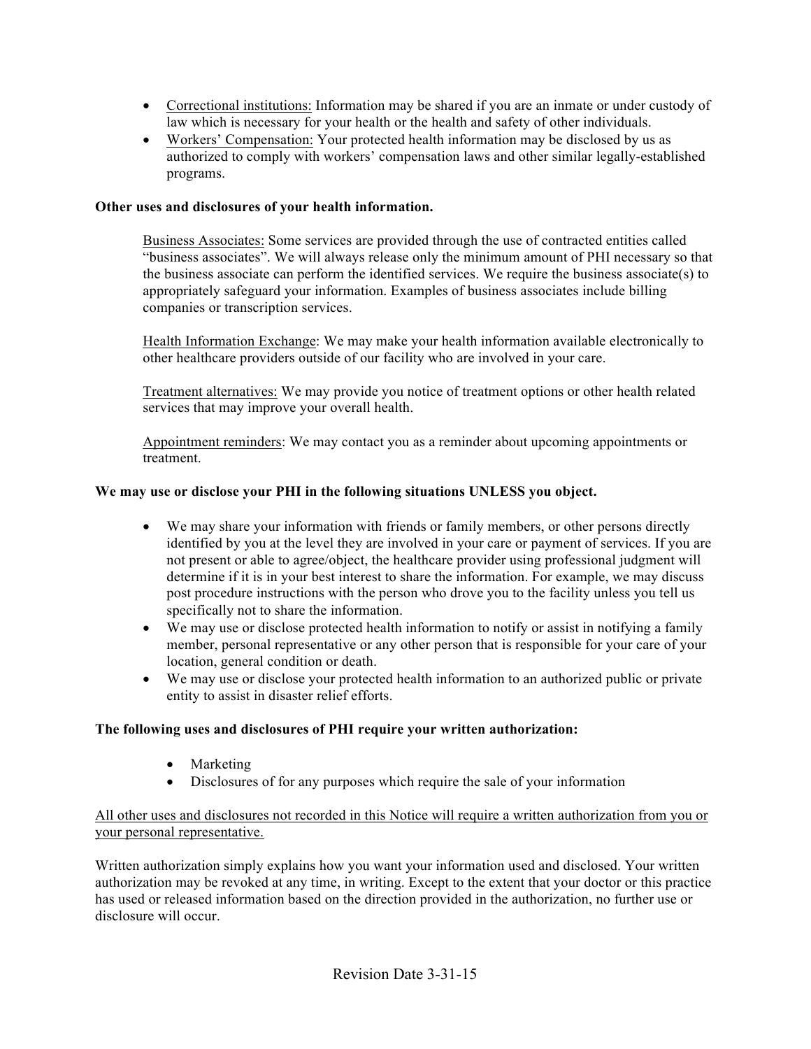- Correctional institutions: Information may be shared if you are an inmate or under custody of law which is necessary for your health or the health and safety of other individuals.
- Workers' Compensation: Your protected health information may be disclosed by us as authorized to comply with workers' compensation laws and other similar legally-established programs.

**Other uses and disclosures of your health information.**

Business Associates: Some services are provided through the use of contracted entities called "business associates". We will always release only the minimum amount of PHI necessary so that the business associate can perform the identified services. We require the business associate(s) to appropriately safeguard your information. Examples of business associates include billing companies or transcription services.

Health Information Exchange: We may make your health information available electronically to other healthcare providers outside of our facility who are involved in your care.

Treatment alternatives: We may provide you notice of treatment options or other health related services that may improve your overall health.

Appointment reminders: We may contact you as a reminder about upcoming appointments or treatment.

**We may use or disclose your PHI in the following situations UNLESS you object.**

- We may share your information with friends or family members, or other persons directly identified by you at the level they are involved in your care or payment of services. If you are not present or able to agree/object, the healthcare provider using professional judgment will determine if it is in your best interest to share the information. For example, we may discuss post procedure instructions with the person who drove you to the facility unless you tell us specifically not to share the information.
- We may use or disclose protected health information to notify or assist in notifying a family member, personal representative or any other person that is responsible for your care of your location, general condition or death.
- We may use or disclose your protected health information to an authorized public or private entity to assist in disaster relief efforts.

**The following uses and disclosures of PHI require your written authorization:**

- Marketing
- Disclosures of for any purposes which require the sale of your information

All other uses and disclosures not recorded in this Notice will require a written authorization from you or your personal representative.

Written authorization simply explains how you want your information used and disclosed. Your written authorization may be revoked at any time, in writing. Except to the extent that your doctor or this practice has used or released information based on the direction provided in the authorization, no further use or disclosure will occur.

Revision Date 3-31-15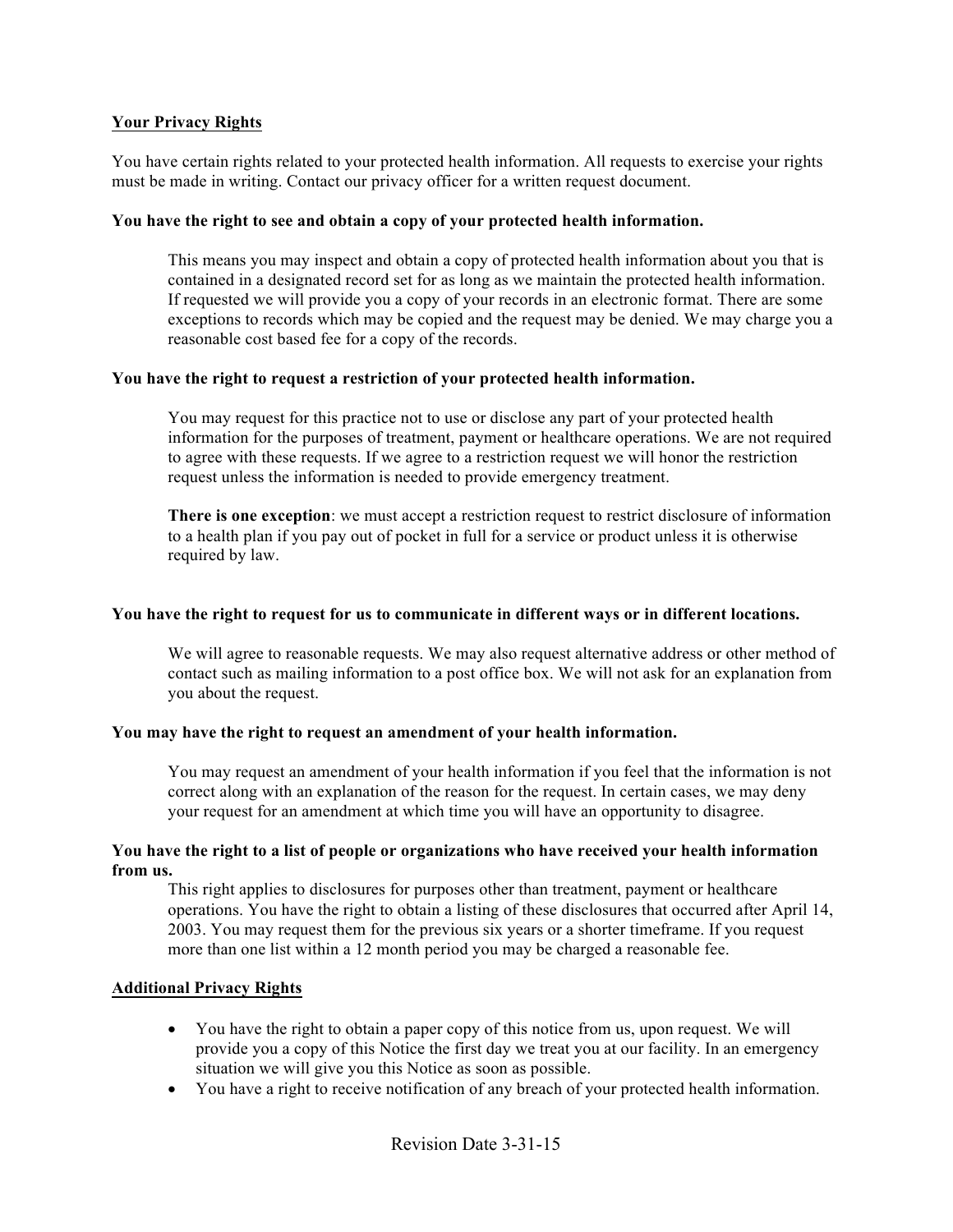## Your Privacy Rights

You have certain rights related to your protected health information. All requests to exercise your rights must be made in writing. Contact our privacy officer for a written request document.

**You have the right to see and obtain a copy of your protected health information.**

This means you may inspect and obtain a copy of protected health information about you that is contained in a designated record set for as long as we maintain the protected health information. If requested we will provide you a copy of your records in an electronic format. There are some exceptions to records which may be copied and the request may be denied. We may charge you a reasonable cost based fee for a copy of the records.

**You have the right to request a restriction of your protected health information.**

You may request for this practice not to use or disclose any part of your protected health information for the purposes of treatment, payment or healthcare operations. We are not required to agree with these requests. If we agree to a restriction request we will honor the restriction request unless the information is needed to provide emergency treatment.

**There is one exception**: we must accept a restriction request to restrict disclosure of information to a health plan if you pay out of pocket in full for a service or product unless it is otherwise required by law.

**You have the right to request for us to communicate in different ways or in different locations.**

We will agree to reasonable requests. We may also request alternative address or other method of contact such as mailing information to a post office box. We will not ask for an explanation from you about the request.

**You may have the right to request an amendment of your health information.**

You may request an amendment of your health information if you feel that the information is not correct along with an explanation of the reason for the request. In certain cases, we may deny your request for an amendment at which time you will have an opportunity to disagree.

**You have the right to a list of people or organizations who have received your health information from us.**

This right applies to disclosures for purposes other than treatment, payment or healthcare operations. You have the right to obtain a listing of these disclosures that occurred after April 14, 2003. You may request them for the previous six years or a shorter timeframe. If you request more than one list within a 12 month period you may be charged a reasonable fee.

## Additional Privacy Rights

- You have the right to obtain a paper copy of this notice from us, upon request. We will provide you a copy of this Notice the first day we treat you at our facility. In an emergency situation we will give you this Notice as soon as possible.
- You have a right to receive notification of any breach of your protected health information.

Revision Date 3-31-15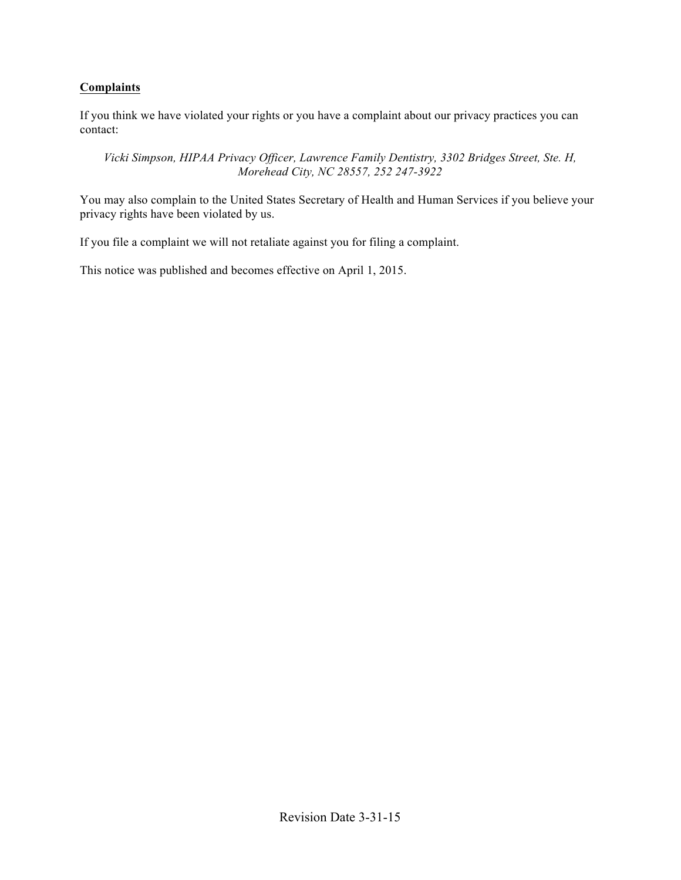**Complaints**

If you think we have violated your rights or you have a complaint about our privacy practices you can contact:

*Vicki Simpson, HIPAA Privacy Officer, Lawrence Family Dentistry, 3302 Bridges Street, Ste. H, Morehead City, NC 28557, 252 247-3922*

You may also complain to the United States Secretary of Health and Human Services if you believe your privacy rights have been violated by us.

If you file a complaint we will not retaliate against you for filing a complaint.

This notice was published and becomes effective on April 1, 2015.